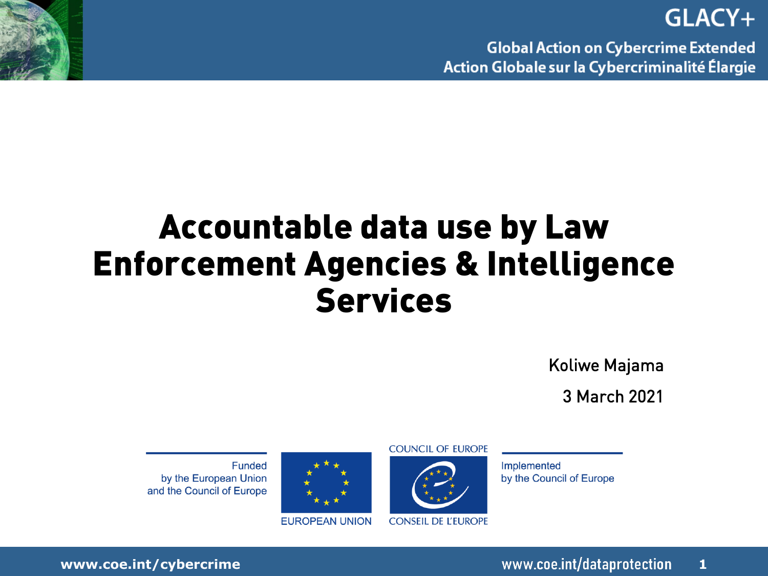GLACY+

Global Action on Cybercrime Extended
Action Globale sur la Cybercriminalité Élargie

# Accountable data use by Law Enforcement Agencies & Intelligence Services

Koliwe Majama

3 March 2021

Funded by the European Union and the Council of Europe

EUROPEAN UNION

COUNCIL OF EUROPE
CONSEIL DE L'EUROPE

Implemented by the Council of Europe

www.coe.int/cybercrime

www.coe.int/dataprotection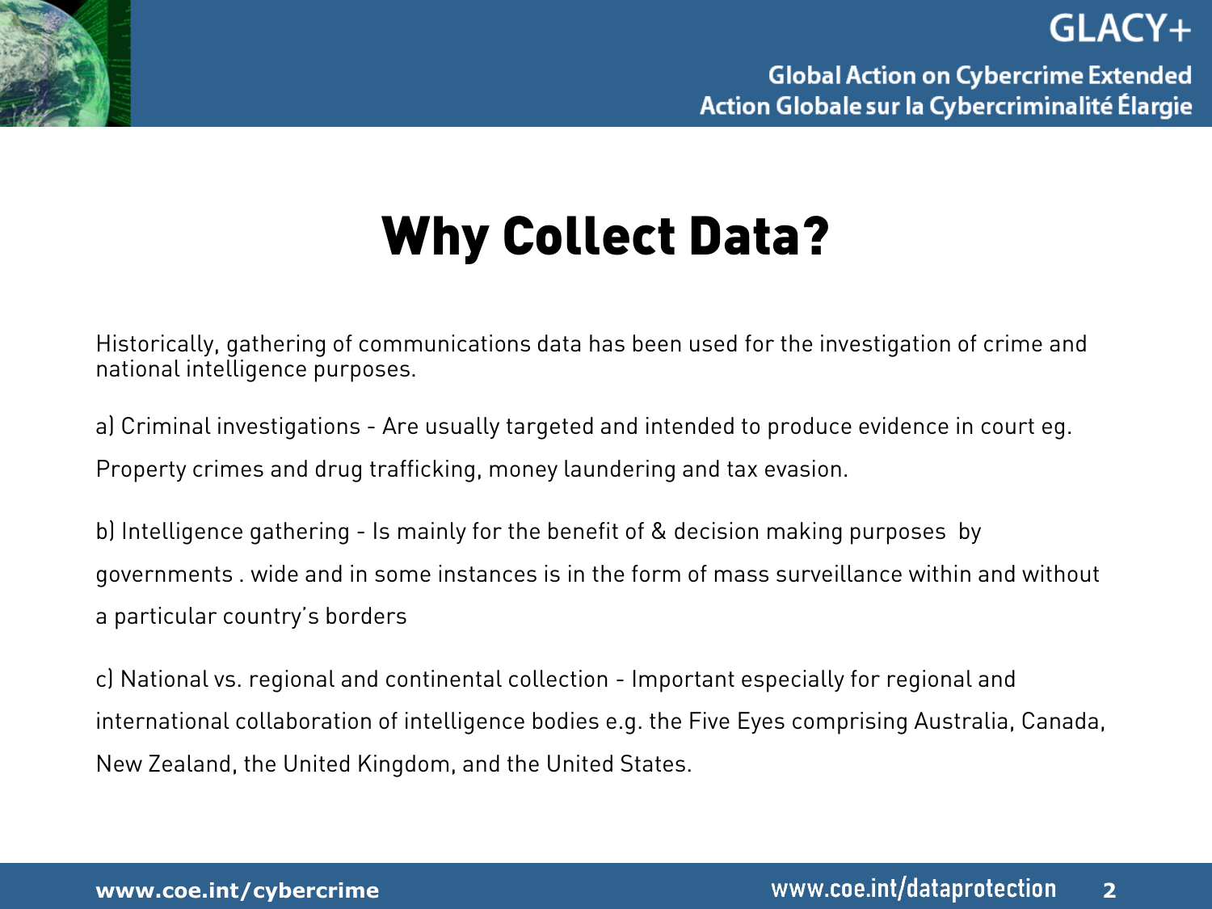# Why Collect Data?

Historically, gathering of communications data has been used for the investigation of crime and national intelligence purposes.

a) Criminal investigations - Are usually targeted and intended to produce evidence in court eg. Property crimes and drug trafficking, money laundering and tax evasion.

b) Intelligence gathering - Is mainly for the benefit of & decision making purposes by governments . wide and in some instances is in the form of mass surveillance within and without a particular country's borders

c) National vs. regional and continental collection - Important especially for regional and international collaboration of intelligence bodies e.g. the Five Eyes comprising Australia, Canada, New Zealand, the United Kingdom, and the United States.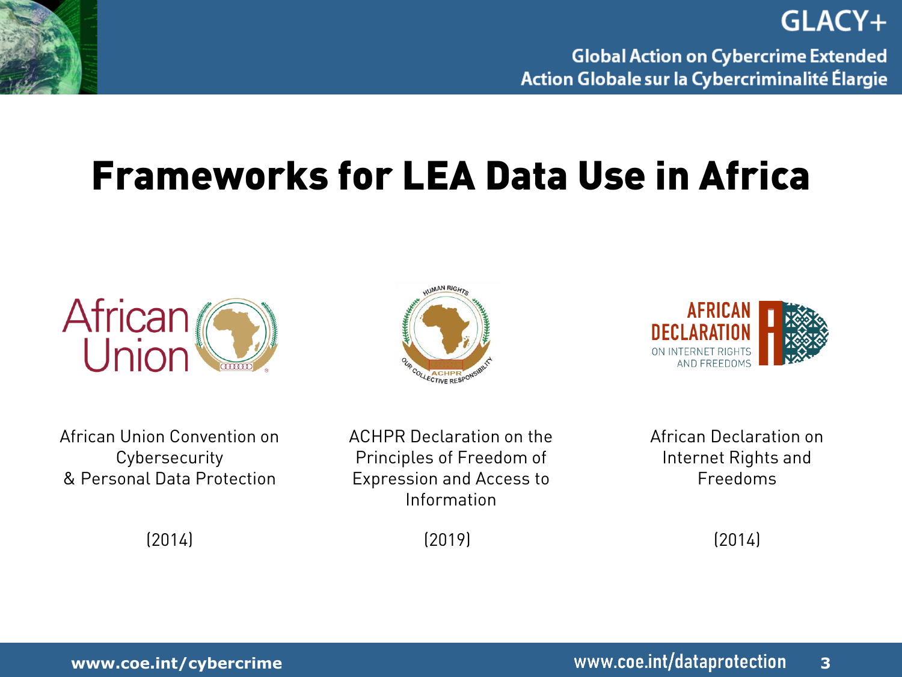# Frameworks for LEA Data Use in Africa

African Union Convention on Cybersecurity & Personal Data Protection

(2014)

ACHPR Declaration on the Principles of Freedom of Expression and Access to Information

(2019)

African Declaration on Internet Rights and Freedoms

(2014)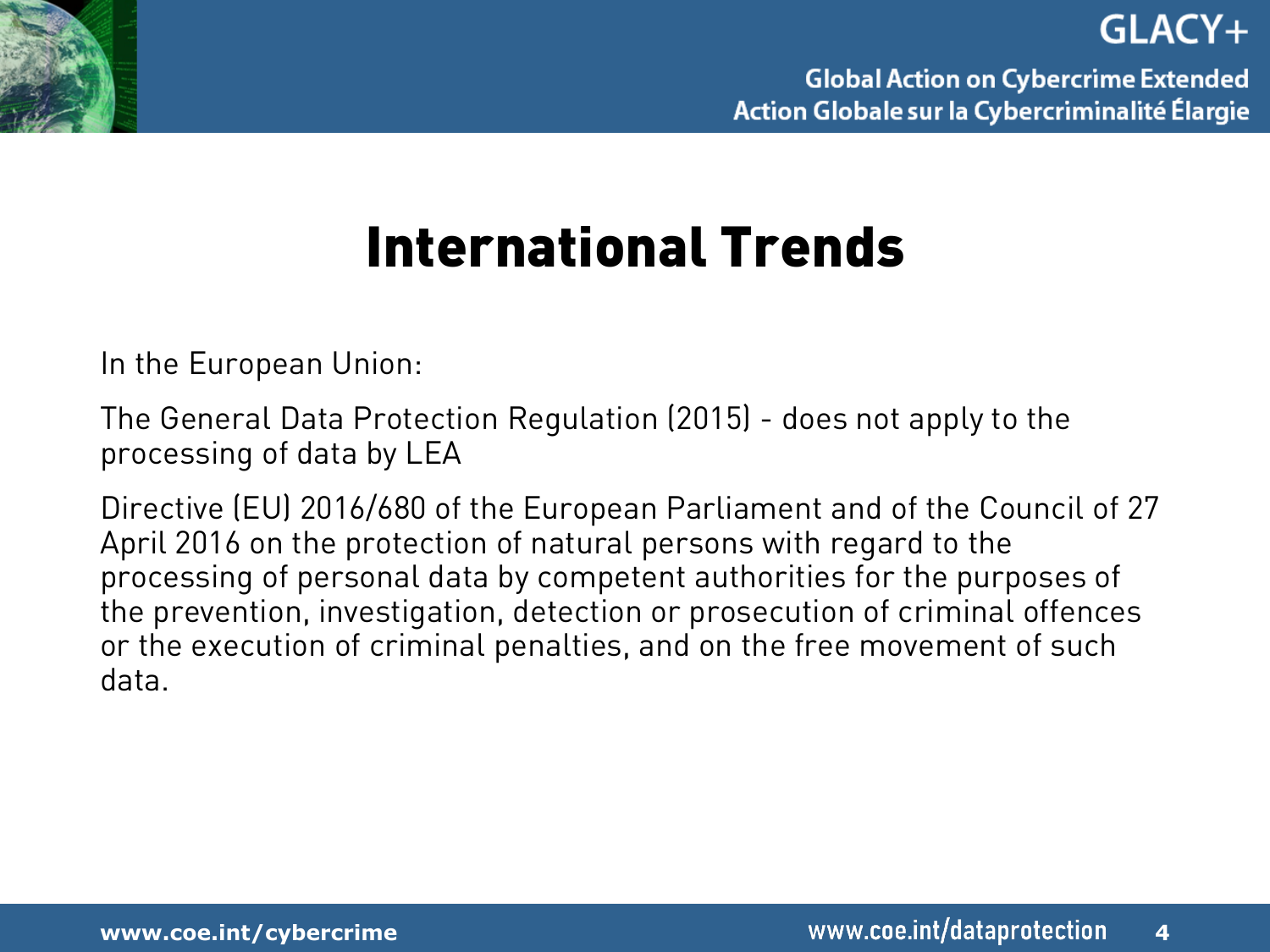# International Trends

In the European Union:

The General Data Protection Regulation (2015) - does not apply to the processing of data by LEA

Directive (EU) 2016/680 of the European Parliament and of the Council of 27 April 2016 on the protection of natural persons with regard to the processing of personal data by competent authorities for the purposes of the prevention, investigation, detection or prosecution of criminal offences or the execution of criminal penalties, and on the free movement of such data.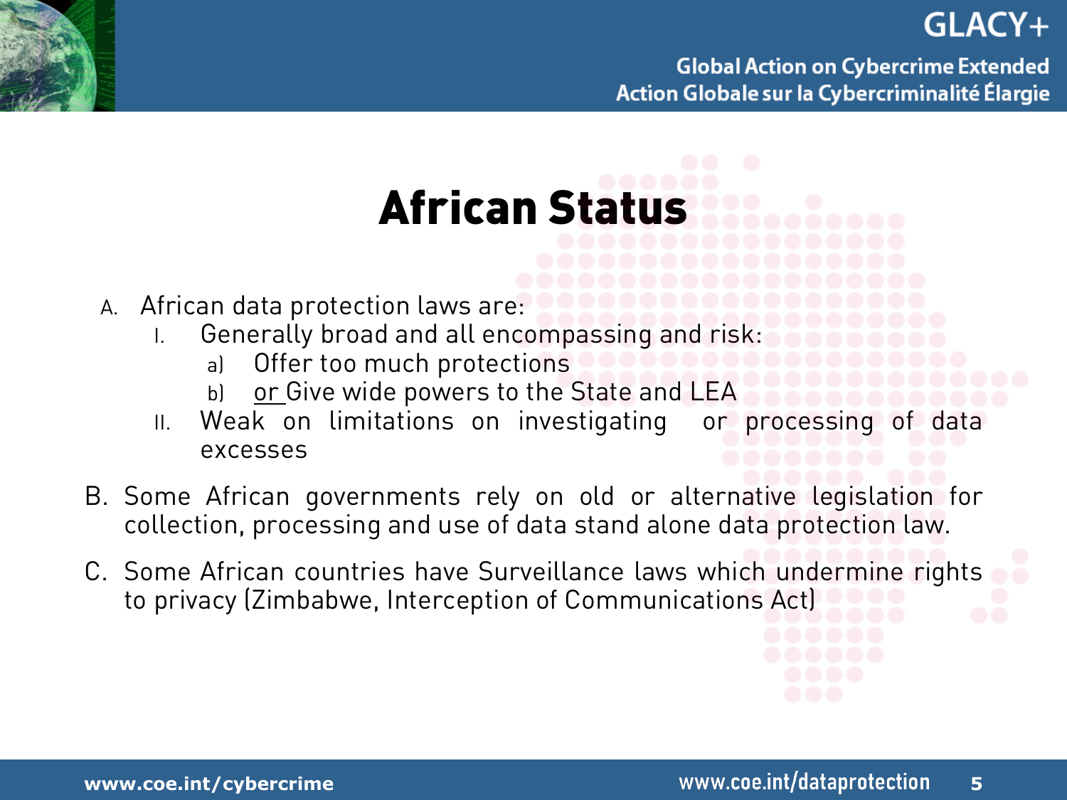# African Status

A. African data protection laws are:
   I. Generally broad and all encompassing and risk:
      a) Offer too much protections
      b) or Give wide powers to the State and LEA
   II. Weak on limitations on investigating or processing of data excesses

B. Some African governments rely on old or alternative legislation for collection, processing and use of data stand alone data protection law.

C. Some African countries have Surveillance laws which undermine rights to privacy (Zimbabwe, Interception of Communications Act)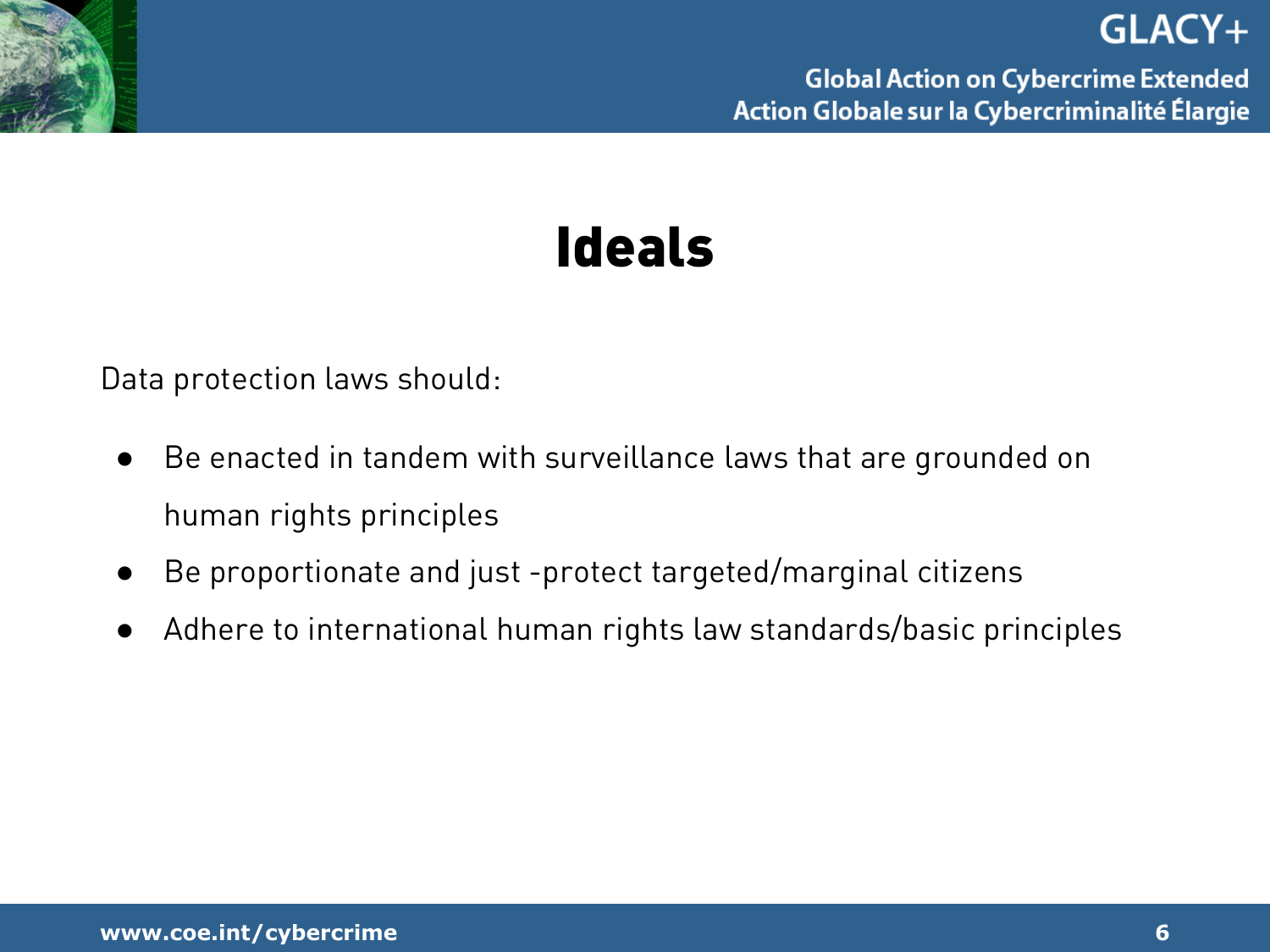# Ideals

Data protection laws should:

- Be enacted in tandem with surveillance laws that are grounded on human rights principles
- Be proportionate and just -protect targeted/marginal citizens
- Adhere to international human rights law standards/basic principles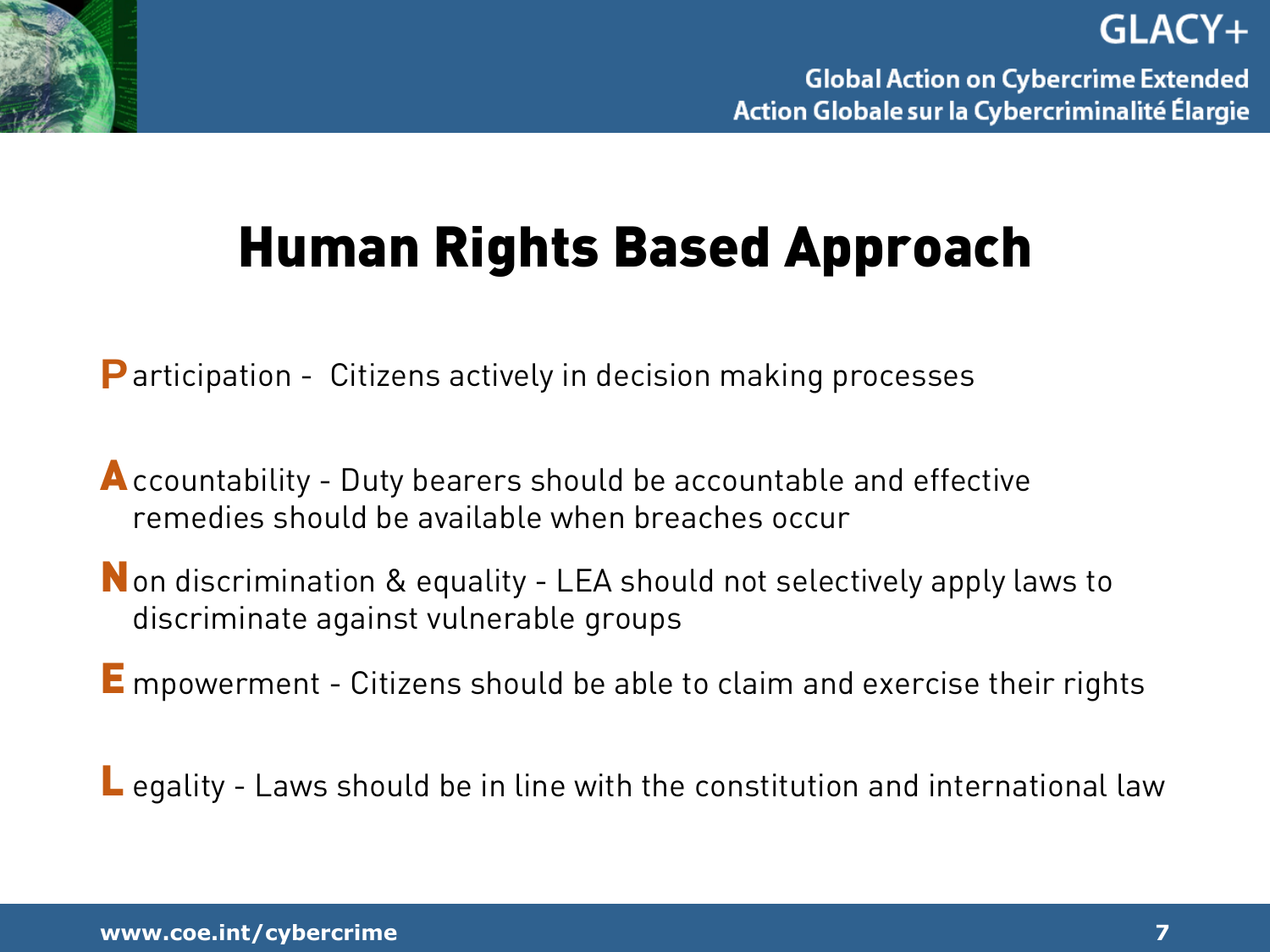# Human Rights Based Approach

**P**articipation - Citizens actively in decision making processes

**A**ccountability - Duty bearers should be accountable and effective remedies should be available when breaches occur

**N**on discrimination & equality - LEA should not selectively apply laws to discriminate against vulnerable groups

**E**mpowerment - Citizens should be able to claim and exercise their rights

**L**egality - Laws should be in line with the constitution and international law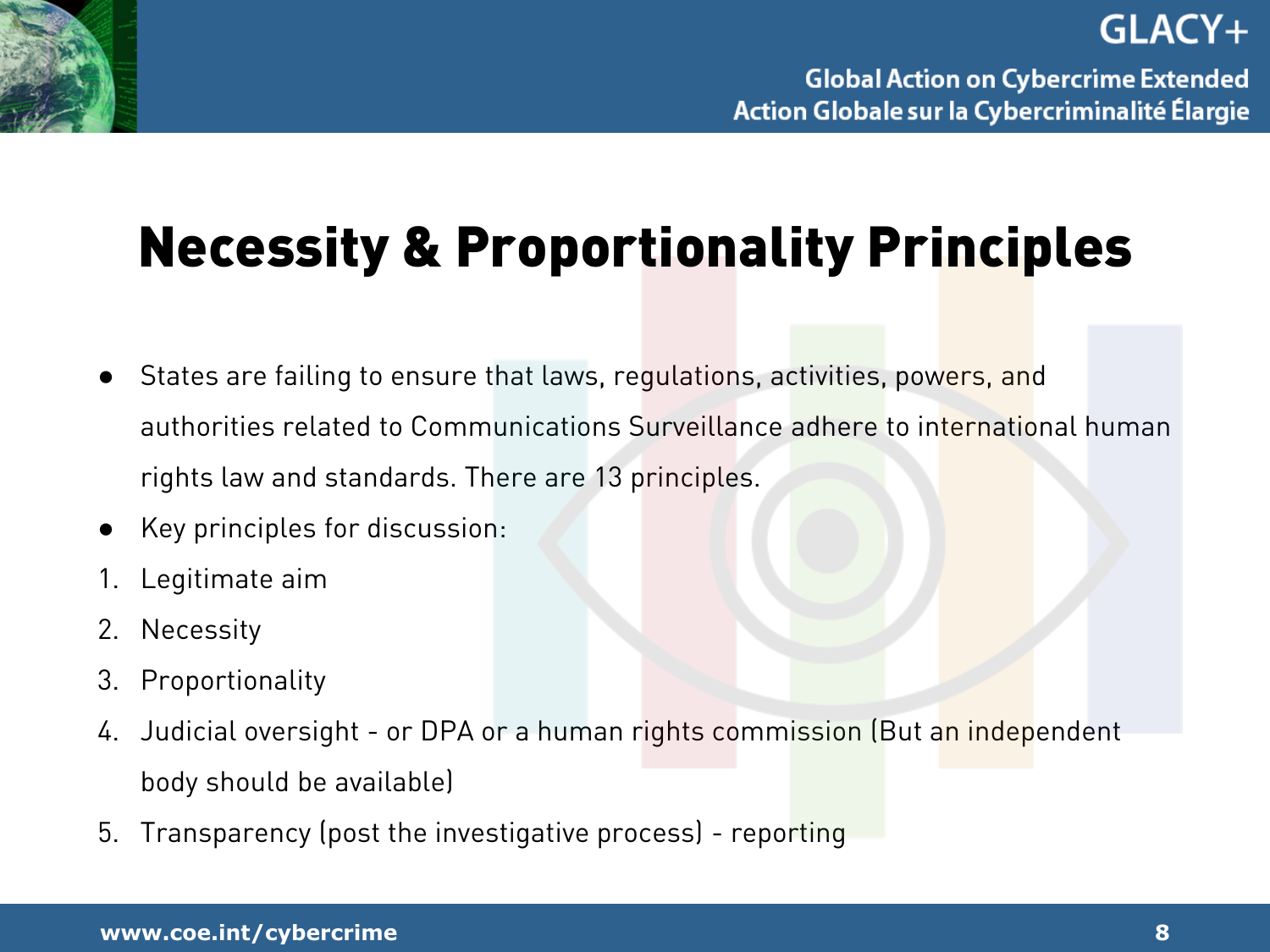# Necessity & Proportionality Principles

- States are failing to ensure that laws, regulations, activities, powers, and authorities related to Communications Surveillance adhere to international human rights law and standards. There are 13 principles.
- Key principles for discussion:

1. Legitimate aim
2. Necessity
3. Proportionality
4. Judicial oversight - or DPA or a human rights commission (But an independent body should be available)
5. Transparency (post the investigative process) - reporting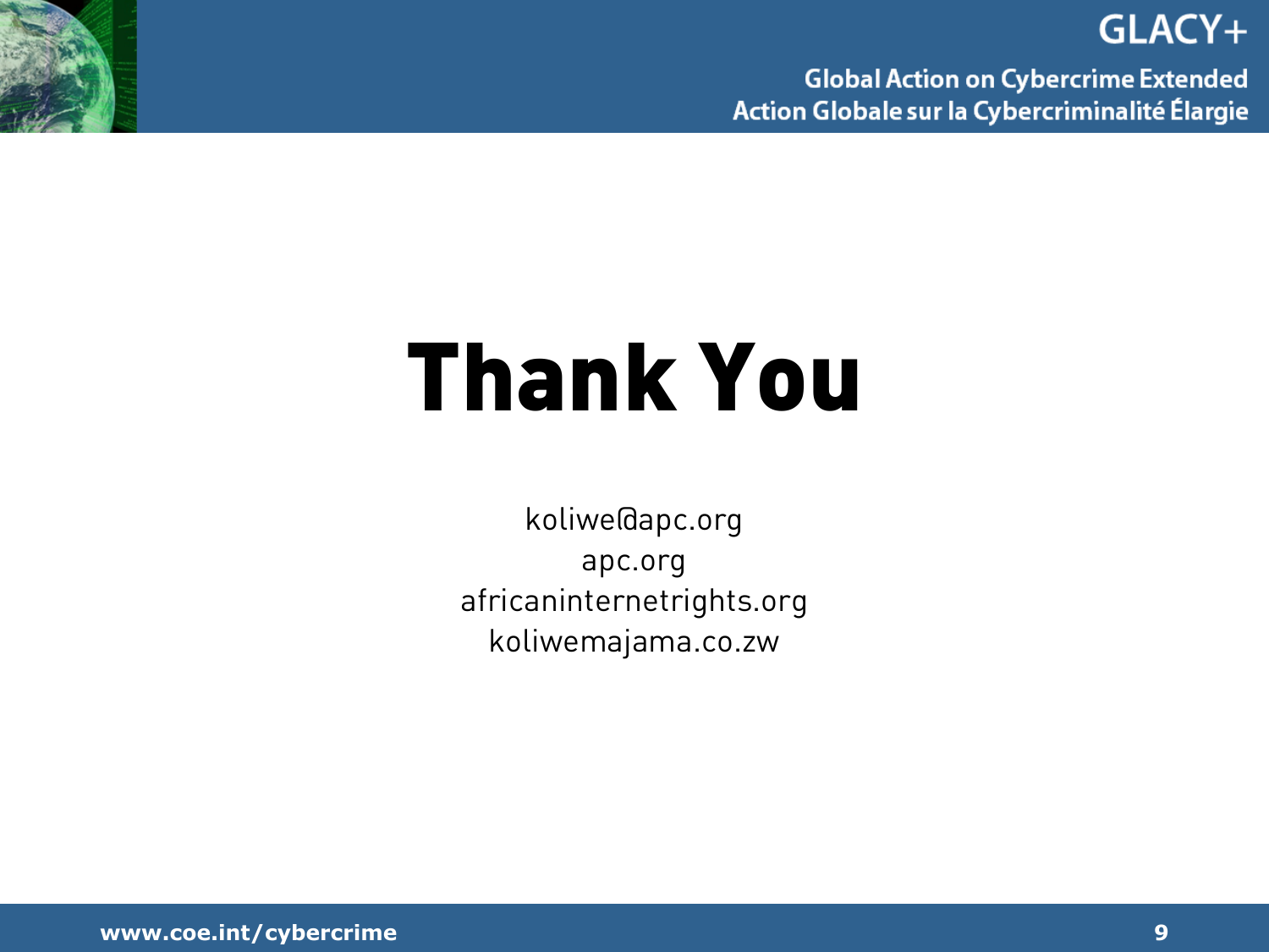# Thank You

koliwe@apc.org
apc.org
africaninternetrights.org
koliwemajama.co.zw